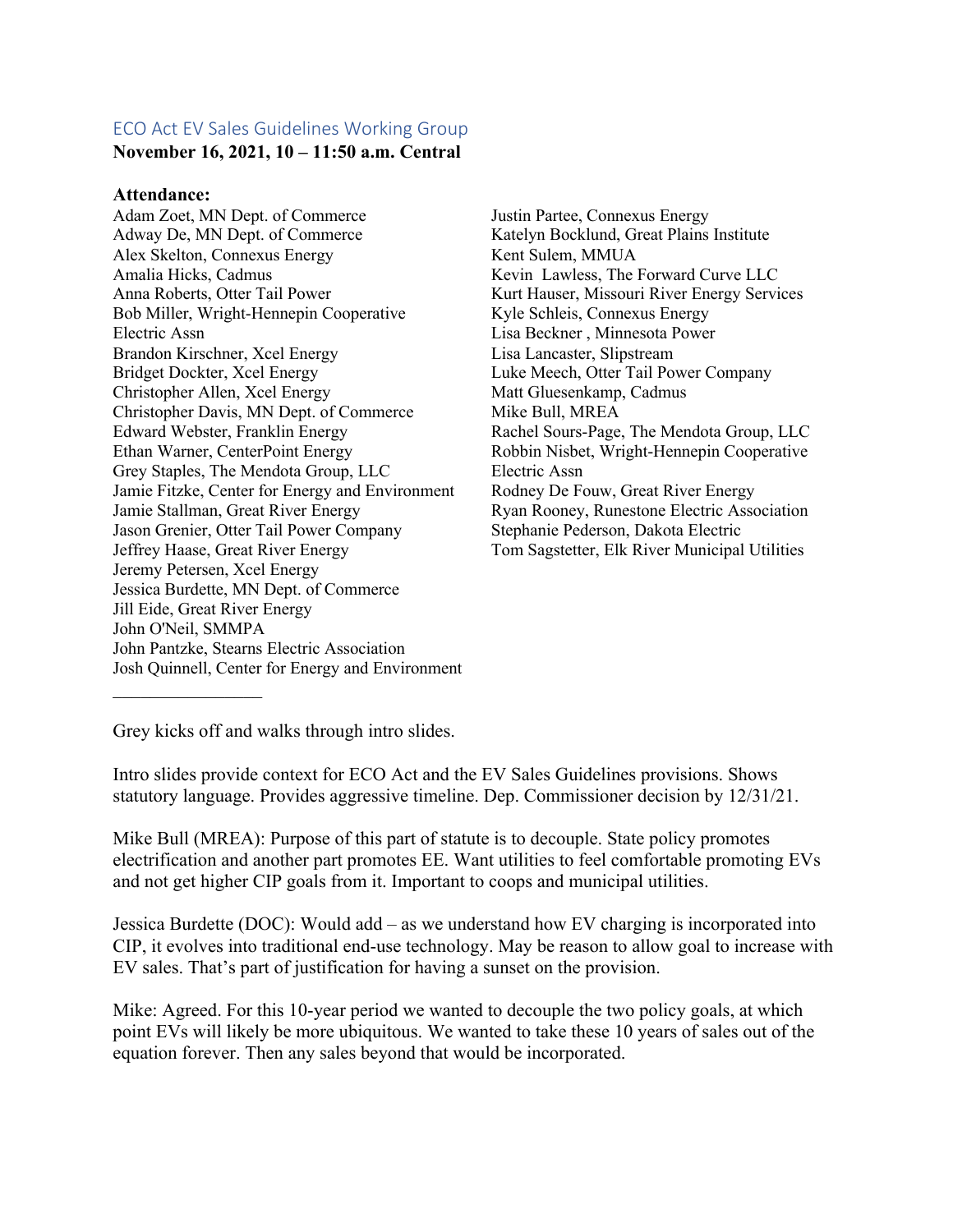## ECO Act EV Sales Guidelines Working Group

**November 16, 2021, 10 – 11:50 a.m. Central**

**Attendance:**

Adam Zoet, MN Dept. of Commerce
Adway De, MN Dept. of Commerce
Alex Skelton, Connexus Energy
Amalia Hicks, Cadmus
Anna Roberts, Otter Tail Power
Bob Miller, Wright-Hennepin Cooperative Electric Assn
Brandon Kirschner, Xcel Energy
Bridget Dockter, Xcel Energy
Christopher Allen, Xcel Energy
Christopher Davis, MN Dept. of Commerce
Edward Webster, Franklin Energy
Ethan Warner, CenterPoint Energy
Grey Staples, The Mendota Group, LLC
Jamie Fitzke, Center for Energy and Environment
Jamie Stallman, Great River Energy
Jason Grenier, Otter Tail Power Company
Jeffrey Haase, Great River Energy
Jeremy Petersen, Xcel Energy
Jessica Burdette, MN Dept. of Commerce
Jill Eide, Great River Energy
John O'Neil, SMMPA
John Pantzke, Stearns Electric Association
Josh Quinnell, Center for Energy and Environment
Justin Partee, Connexus Energy
Katelyn Bocklund, Great Plains Institute
Kent Sulem, MMUA
Kevin Lawless, The Forward Curve LLC
Kurt Hauser, Missouri River Energy Services
Kyle Schleis, Connexus Energy
Lisa Beckner , Minnesota Power
Lisa Lancaster, Slipstream
Luke Meech, Otter Tail Power Company
Matt Gluesenkamp, Cadmus
Mike Bull, MREA
Rachel Sours-Page, The Mendota Group, LLC
Robbin Nisbet, Wright-Hennepin Cooperative Electric Assn
Rodney De Fouw, Great River Energy
Ryan Rooney, Runestone Electric Association
Stephanie Pederson, Dakota Electric
Tom Sagstetter, Elk River Municipal Utilities

---

Grey kicks off and walks through intro slides.

Intro slides provide context for ECO Act and the EV Sales Guidelines provisions. Shows statutory language. Provides aggressive timeline. Dep. Commissioner decision by 12/31/21.

Mike Bull (MREA): Purpose of this part of statute is to decouple. State policy promotes electrification and another part promotes EE. Want utilities to feel comfortable promoting EVs and not get higher CIP goals from it. Important to coops and municipal utilities.

Jessica Burdette (DOC): Would add – as we understand how EV charging is incorporated into CIP, it evolves into traditional end-use technology. May be reason to allow goal to increase with EV sales. That's part of justification for having a sunset on the provision.

Mike: Agreed. For this 10-year period we wanted to decouple the two policy goals, at which point EVs will likely be more ubiquitous. We wanted to take these 10 years of sales out of the equation forever. Then any sales beyond that would be incorporated.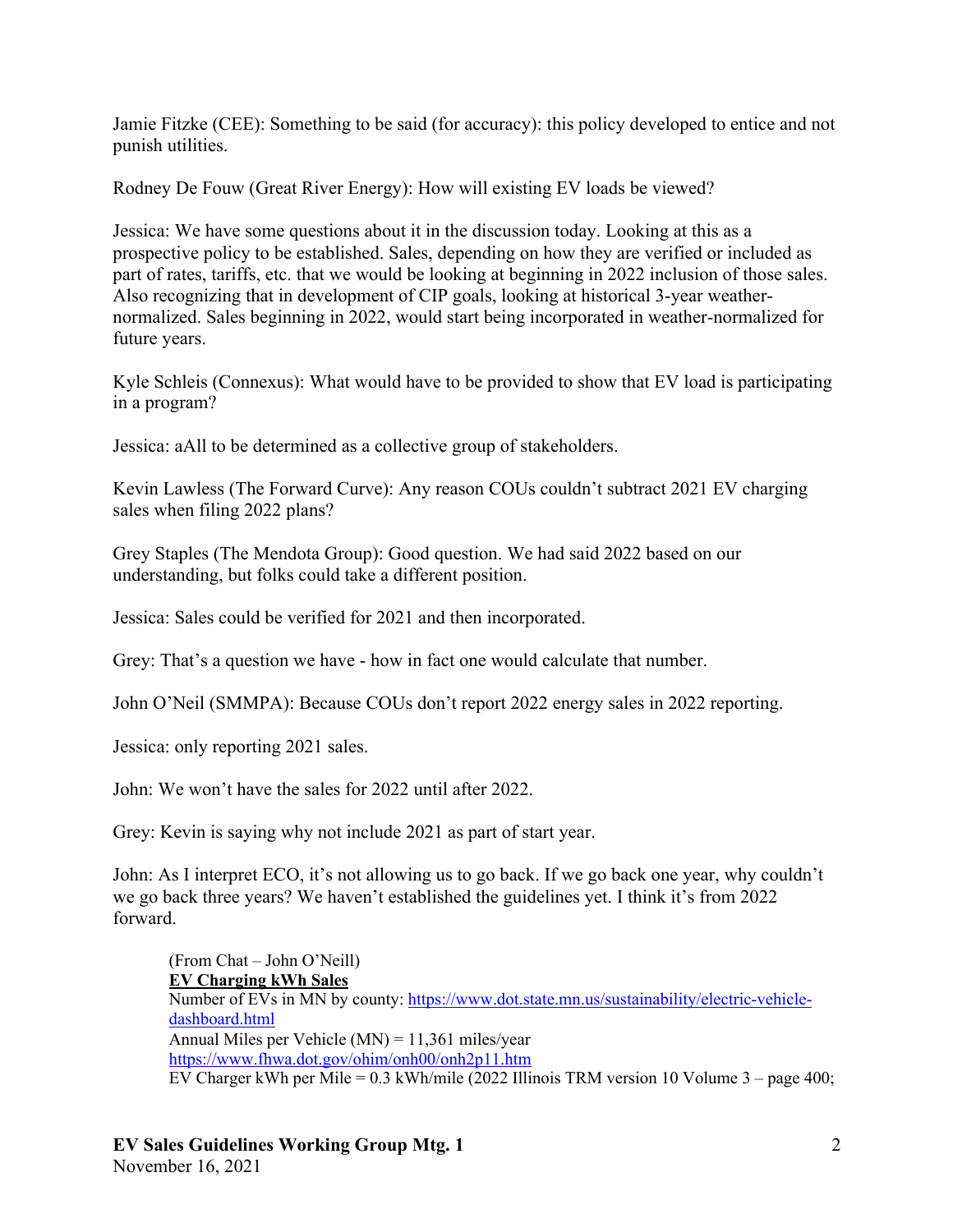Jamie Fitzke (CEE): Something to be said (for accuracy): this policy developed to entice and not punish utilities.

Rodney De Fouw (Great River Energy): How will existing EV loads be viewed?

Jessica: We have some questions about it in the discussion today. Looking at this as a prospective policy to be established. Sales, depending on how they are verified or included as part of rates, tariffs, etc. that we would be looking at beginning in 2022 inclusion of those sales. Also recognizing that in development of CIP goals, looking at historical 3-year weather-normalized. Sales beginning in 2022, would start being incorporated in weather-normalized for future years.

Kyle Schleis (Connexus): What would have to be provided to show that EV load is participating in a program?

Jessica: aAll to be determined as a collective group of stakeholders.

Kevin Lawless (The Forward Curve): Any reason COUs couldn't subtract 2021 EV charging sales when filing 2022 plans?

Grey Staples (The Mendota Group): Good question. We had said 2022 based on our understanding, but folks could take a different position.

Jessica: Sales could be verified for 2021 and then incorporated.

Grey: That's a question we have - how in fact one would calculate that number.

John O'Neil (SMMPA): Because COUs don't report 2022 energy sales in 2022 reporting.

Jessica: only reporting 2021 sales.

John: We won't have the sales for 2022 until after 2022.

Grey: Kevin is saying why not include 2021 as part of start year.

John: As I interpret ECO, it's not allowing us to go back. If we go back one year, why couldn't we go back three years? We haven't established the guidelines yet. I think it's from 2022 forward.

> (From Chat – John O'Neill)
> **EV Charging kWh Sales**
> Number of EVs in MN by county: [https://www.dot.state.mn.us/sustainability/electric-vehicle-dashboard.html](https://www.dot.state.mn.us/sustainability/electric-vehicle-dashboard.html)
> Annual Miles per Vehicle (MN) = 11,361 miles/year
> [https://www.fhwa.dot.gov/ohim/onh00/onh2p11.htm](https://www.fhwa.dot.gov/ohim/onh00/onh2p11.htm)
> EV Charger kWh per Mile = 0.3 kWh/mile (2022 Illinois TRM version 10 Volume 3 – page 400;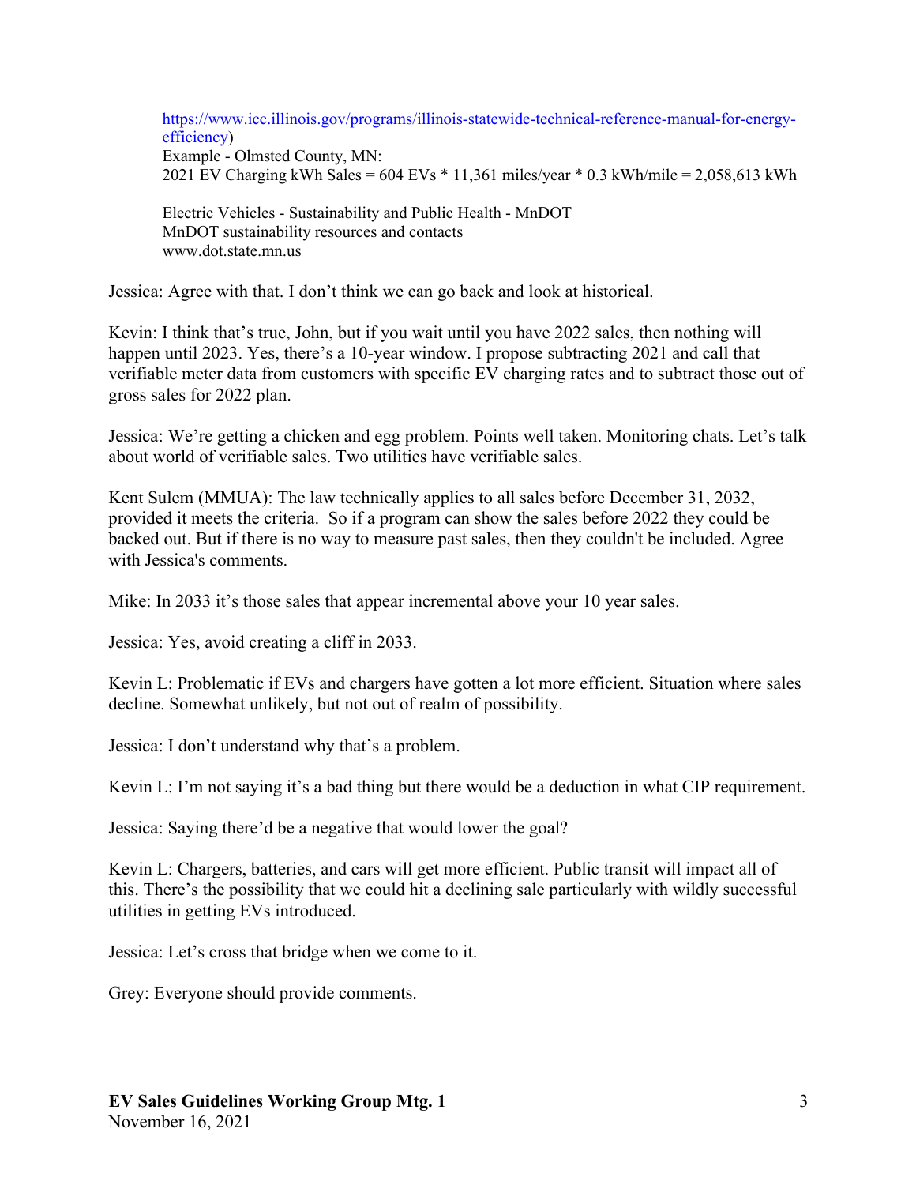[https://www.icc.illinois.gov/programs/illinois-statewide-technical-reference-manual-for-energy-efficiency](https://www.icc.illinois.gov/programs/illinois-statewide-technical-reference-manual-for-energy-efficiency))
Example - Olmsted County, MN:
2021 EV Charging kWh Sales = 604 EVs * 11,361 miles/year * 0.3 kWh/mile = 2,058,613 kWh

Electric Vehicles - Sustainability and Public Health - MnDOT
MnDOT sustainability resources and contacts
www.dot.state.mn.us

Jessica: Agree with that. I don't think we can go back and look at historical.

Kevin: I think that's true, John, but if you wait until you have 2022 sales, then nothing will happen until 2023. Yes, there's a 10-year window. I propose subtracting 2021 and call that verifiable meter data from customers with specific EV charging rates and to subtract those out of gross sales for 2022 plan.

Jessica: We're getting a chicken and egg problem. Points well taken. Monitoring chats. Let's talk about world of verifiable sales. Two utilities have verifiable sales.

Kent Sulem (MMUA): The law technically applies to all sales before December 31, 2032, provided it meets the criteria. So if a program can show the sales before 2022 they could be backed out. But if there is no way to measure past sales, then they couldn't be included. Agree with Jessica's comments.

Mike: In 2033 it's those sales that appear incremental above your 10 year sales.

Jessica: Yes, avoid creating a cliff in 2033.

Kevin L: Problematic if EVs and chargers have gotten a lot more efficient. Situation where sales decline. Somewhat unlikely, but not out of realm of possibility.

Jessica: I don't understand why that's a problem.

Kevin L: I'm not saying it's a bad thing but there would be a deduction in what CIP requirement.

Jessica: Saying there'd be a negative that would lower the goal?

Kevin L: Chargers, batteries, and cars will get more efficient. Public transit will impact all of this. There's the possibility that we could hit a declining sale particularly with wildly successful utilities in getting EVs introduced.

Jessica: Let's cross that bridge when we come to it.

Grey: Everyone should provide comments.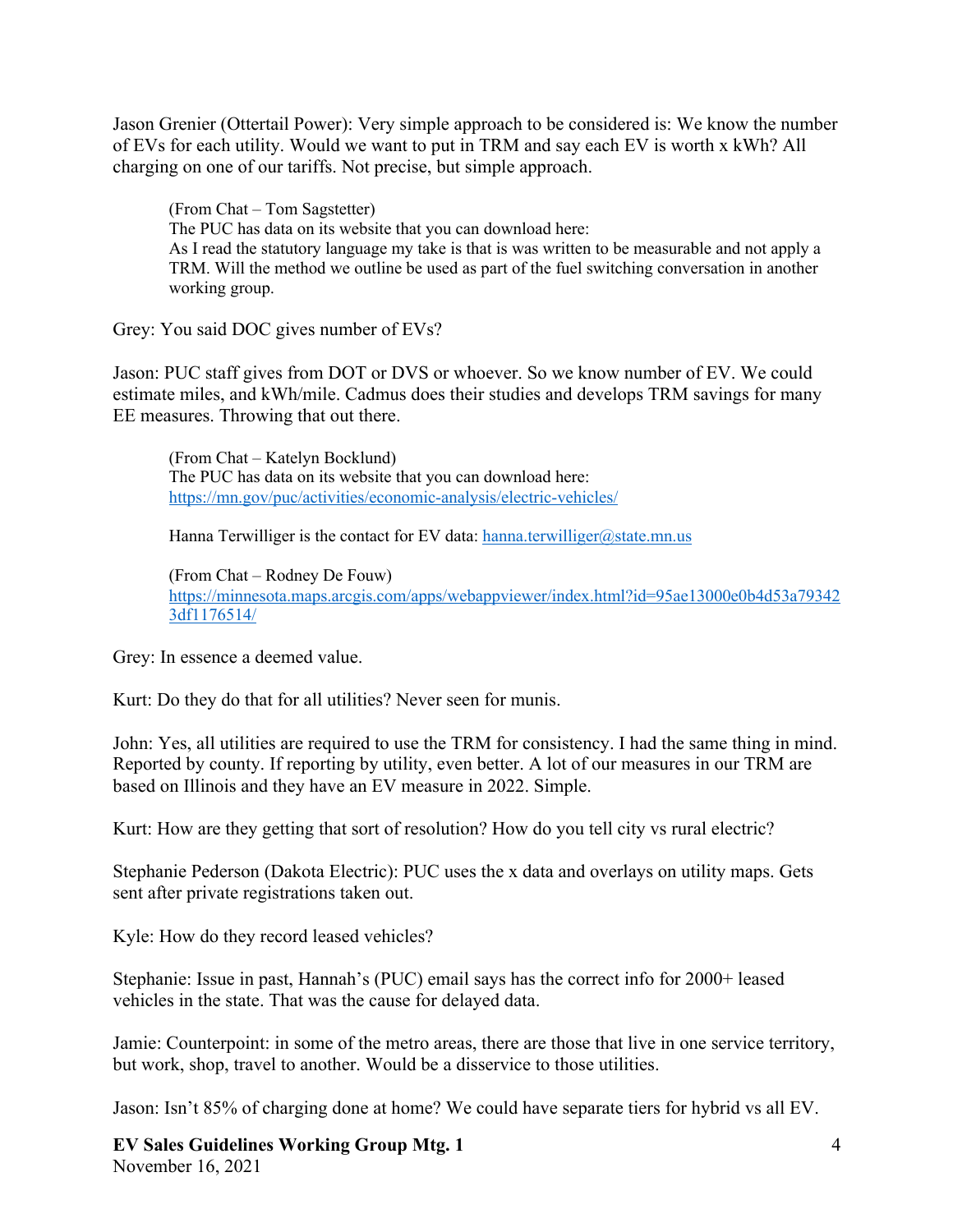Jason Grenier (Ottertail Power): Very simple approach to be considered is: We know the number of EVs for each utility. Would we want to put in TRM and say each EV is worth x kWh? All charging on one of our tariffs. Not precise, but simple approach.

> (From Chat – Tom Sagstetter)
> The PUC has data on its website that you can download here:
> As I read the statutory language my take is that is was written to be measurable and not apply a TRM. Will the method we outline be used as part of the fuel switching conversation in another working group.

Grey: You said DOC gives number of EVs?

Jason: PUC staff gives from DOT or DVS or whoever. So we know number of EV. We could estimate miles, and kWh/mile. Cadmus does their studies and develops TRM savings for many EE measures. Throwing that out there.

> (From Chat – Katelyn Bocklund)
> The PUC has data on its website that you can download here:
> https://mn.gov/puc/activities/economic-analysis/electric-vehicles/
>
> Hanna Terwilliger is the contact for EV data: hanna.terwilliger@state.mn.us
>
> (From Chat – Rodney De Fouw)
> https://minnesota.maps.arcgis.com/apps/webappviewer/index.html?id=95ae13000e0b4d53a793423df1176514/

Grey: In essence a deemed value.

Kurt: Do they do that for all utilities? Never seen for munis.

John: Yes, all utilities are required to use the TRM for consistency. I had the same thing in mind. Reported by county. If reporting by utility, even better. A lot of our measures in our TRM are based on Illinois and they have an EV measure in 2022. Simple.

Kurt: How are they getting that sort of resolution? How do you tell city vs rural electric?

Stephanie Pederson (Dakota Electric): PUC uses the x data and overlays on utility maps. Gets sent after private registrations taken out.

Kyle: How do they record leased vehicles?

Stephanie: Issue in past, Hannah's (PUC) email says has the correct info for 2000+ leased vehicles in the state. That was the cause for delayed data.

Jamie: Counterpoint: in some of the metro areas, there are those that live in one service territory, but work, shop, travel to another. Would be a disservice to those utilities.

Jason: Isn't 85% of charging done at home? We could have separate tiers for hybrid vs all EV.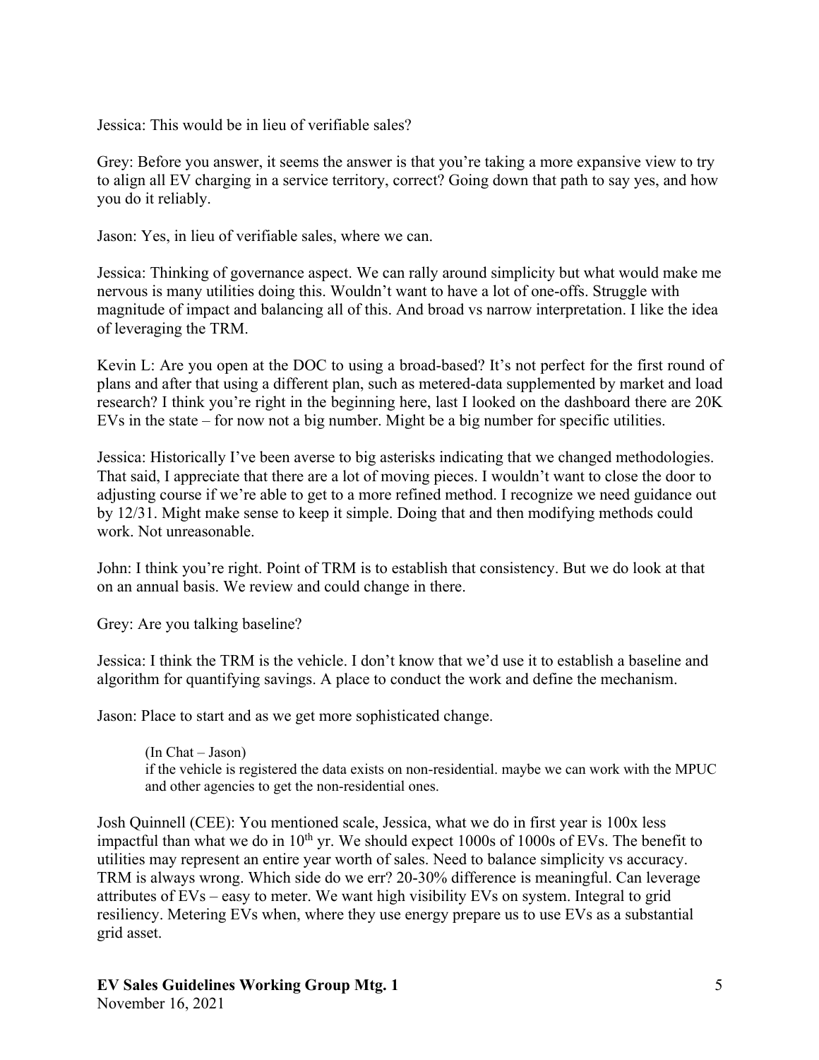Jessica: This would be in lieu of verifiable sales?

Grey: Before you answer, it seems the answer is that you're taking a more expansive view to try to align all EV charging in a service territory, correct? Going down that path to say yes, and how you do it reliably.

Jason: Yes, in lieu of verifiable sales, where we can.

Jessica: Thinking of governance aspect. We can rally around simplicity but what would make me nervous is many utilities doing this. Wouldn't want to have a lot of one-offs. Struggle with magnitude of impact and balancing all of this. And broad vs narrow interpretation. I like the idea of leveraging the TRM.

Kevin L: Are you open at the DOC to using a broad-based? It's not perfect for the first round of plans and after that using a different plan, such as metered-data supplemented by market and load research? I think you're right in the beginning here, last I looked on the dashboard there are 20K EVs in the state – for now not a big number. Might be a big number for specific utilities.

Jessica: Historically I've been averse to big asterisks indicating that we changed methodologies. That said, I appreciate that there are a lot of moving pieces. I wouldn't want to close the door to adjusting course if we're able to get to a more refined method. I recognize we need guidance out by 12/31. Might make sense to keep it simple. Doing that and then modifying methods could work. Not unreasonable.

John: I think you're right. Point of TRM is to establish that consistency. But we do look at that on an annual basis. We review and could change in there.

Grey: Are you talking baseline?

Jessica: I think the TRM is the vehicle. I don't know that we'd use it to establish a baseline and algorithm for quantifying savings. A place to conduct the work and define the mechanism.

Jason: Place to start and as we get more sophisticated change.

> (In Chat – Jason)
> if the vehicle is registered the data exists on non-residential. maybe we can work with the MPUC and other agencies to get the non-residential ones.

Josh Quinnell (CEE): You mentioned scale, Jessica, what we do in first year is 100x less impactful than what we do in 10th yr. We should expect 1000s of 1000s of EVs. The benefit to utilities may represent an entire year worth of sales. Need to balance simplicity vs accuracy. TRM is always wrong. Which side do we err? 20-30% difference is meaningful. Can leverage attributes of EVs – easy to meter. We want high visibility EVs on system. Integral to grid resiliency. Metering EVs when, where they use energy prepare us to use EVs as a substantial grid asset.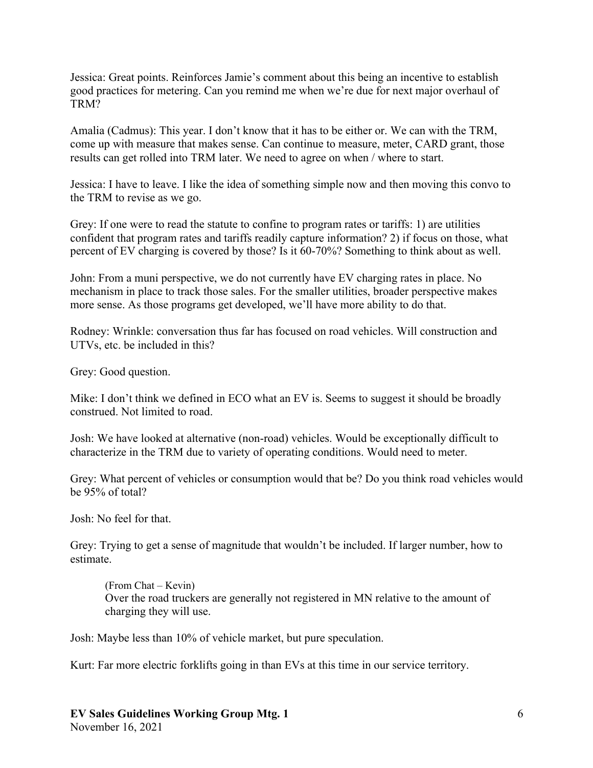Jessica: Great points. Reinforces Jamie's comment about this being an incentive to establish good practices for metering. Can you remind me when we're due for next major overhaul of TRM?

Amalia (Cadmus): This year. I don't know that it has to be either or. We can with the TRM, come up with measure that makes sense. Can continue to measure, meter, CARD grant, those results can get rolled into TRM later. We need to agree on when / where to start.

Jessica: I have to leave. I like the idea of something simple now and then moving this convo to the TRM to revise as we go.

Grey: If one were to read the statute to confine to program rates or tariffs: 1) are utilities confident that program rates and tariffs readily capture information? 2) if focus on those, what percent of EV charging is covered by those? Is it 60-70%? Something to think about as well.

John: From a muni perspective, we do not currently have EV charging rates in place. No mechanism in place to track those sales. For the smaller utilities, broader perspective makes more sense. As those programs get developed, we'll have more ability to do that.

Rodney: Wrinkle: conversation thus far has focused on road vehicles. Will construction and UTVs, etc. be included in this?

Grey: Good question.

Mike: I don't think we defined in ECO what an EV is. Seems to suggest it should be broadly construed. Not limited to road.

Josh: We have looked at alternative (non-road) vehicles. Would be exceptionally difficult to characterize in the TRM due to variety of operating conditions. Would need to meter.

Grey: What percent of vehicles or consumption would that be? Do you think road vehicles would be 95% of total?

Josh: No feel for that.

Grey: Trying to get a sense of magnitude that wouldn't be included. If larger number, how to estimate.

> (From Chat – Kevin)
> Over the road truckers are generally not registered in MN relative to the amount of charging they will use.

Josh: Maybe less than 10% of vehicle market, but pure speculation.

Kurt: Far more electric forklifts going in than EVs at this time in our service territory.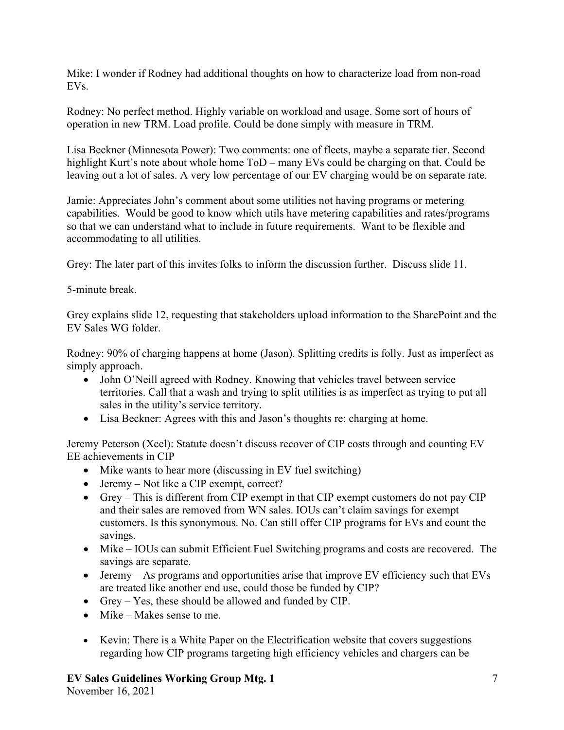Mike: I wonder if Rodney had additional thoughts on how to characterize load from non-road EVs.

Rodney: No perfect method. Highly variable on workload and usage. Some sort of hours of operation in new TRM. Load profile. Could be done simply with measure in TRM.

Lisa Beckner (Minnesota Power): Two comments: one of fleets, maybe a separate tier. Second highlight Kurt's note about whole home ToD – many EVs could be charging on that. Could be leaving out a lot of sales. A very low percentage of our EV charging would be on separate rate.

Jamie: Appreciates John's comment about some utilities not having programs or metering capabilities. Would be good to know which utils have metering capabilities and rates/programs so that we can understand what to include in future requirements. Want to be flexible and accommodating to all utilities.

Grey: The later part of this invites folks to inform the discussion further. Discuss slide 11.

5-minute break.

Grey explains slide 12, requesting that stakeholders upload information to the SharePoint and the EV Sales WG folder.

Rodney: 90% of charging happens at home (Jason). Splitting credits is folly. Just as imperfect as simply approach.

- John O'Neill agreed with Rodney. Knowing that vehicles travel between service territories. Call that a wash and trying to split utilities is as imperfect as trying to put all sales in the utility's service territory.
- Lisa Beckner: Agrees with this and Jason's thoughts re: charging at home.

Jeremy Peterson (Xcel): Statute doesn't discuss recover of CIP costs through and counting EV EE achievements in CIP

- Mike wants to hear more (discussing in EV fuel switching)
- Jeremy – Not like a CIP exempt, correct?
- Grey – This is different from CIP exempt in that CIP exempt customers do not pay CIP and their sales are removed from WN sales. IOUs can't claim savings for exempt customers. Is this synonymous. No. Can still offer CIP programs for EVs and count the savings.
- Mike – IOUs can submit Efficient Fuel Switching programs and costs are recovered. The savings are separate.
- Jeremy – As programs and opportunities arise that improve EV efficiency such that EVs are treated like another end use, could those be funded by CIP?
- Grey – Yes, these should be allowed and funded by CIP.
- Mike – Makes sense to me.

- Kevin: There is a White Paper on the Electrification website that covers suggestions regarding how CIP programs targeting high efficiency vehicles and chargers can be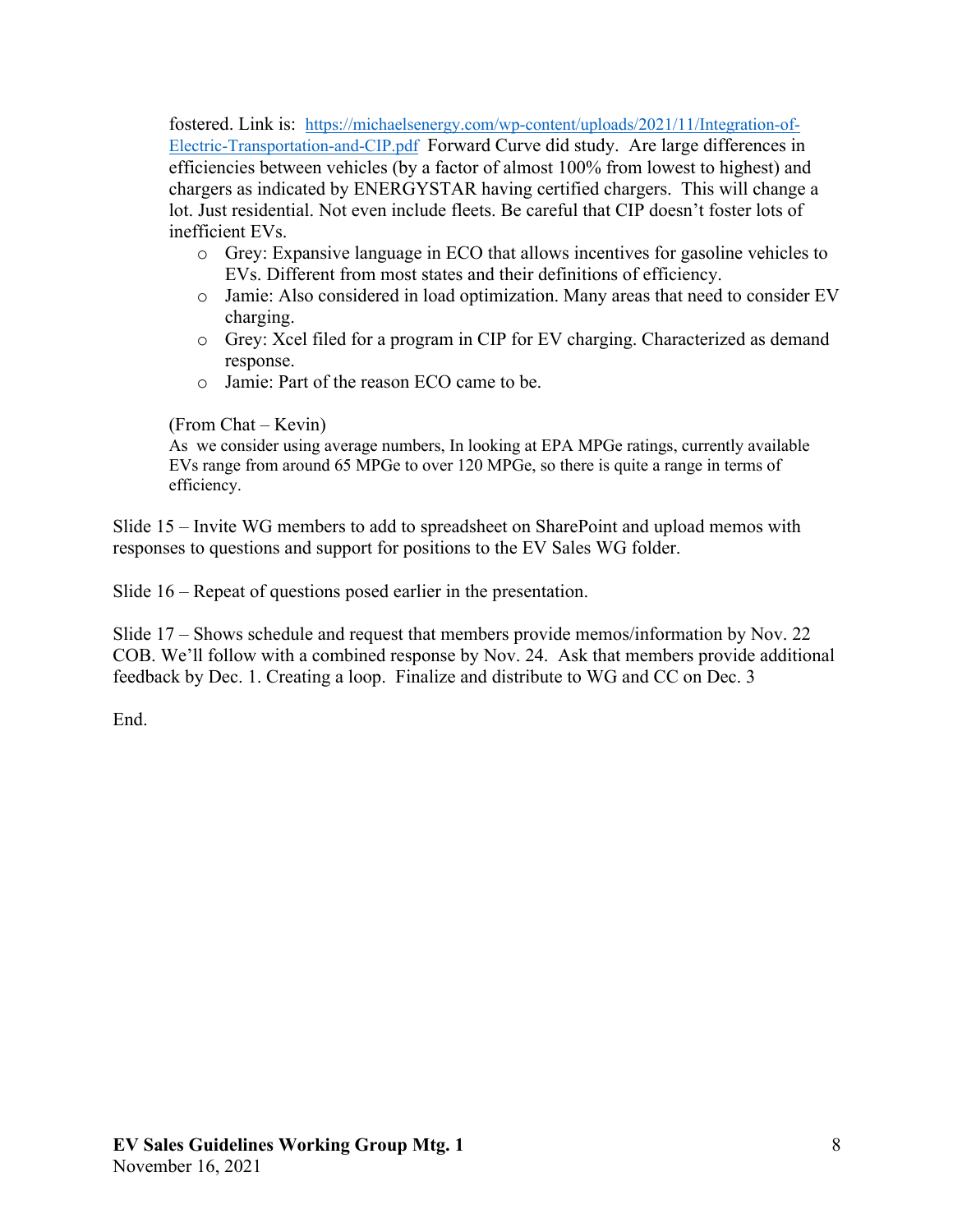fostered. Link is: [https://michaelsenergy.com/wp-content/uploads/2021/11/Integration-of-Electric-Transportation-and-CIP.pdf](https://michaelsenergy.com/wp-content/uploads/2021/11/Integration-of-Electric-Transportation-and-CIP.pdf) Forward Curve did study. Are large differences in efficiencies between vehicles (by a factor of almost 100% from lowest to highest) and chargers as indicated by ENERGYSTAR having certified chargers. This will change a lot. Just residential. Not even include fleets. Be careful that CIP doesn't foster lots of inefficient EVs.

- Grey: Expansive language in ECO that allows incentives for gasoline vehicles to EVs. Different from most states and their definitions of efficiency.
- Jamie: Also considered in load optimization. Many areas that need to consider EV charging.
- Grey: Xcel filed for a program in CIP for EV charging. Characterized as demand response.
- Jamie: Part of the reason ECO came to be.

(From Chat – Kevin)

As we consider using average numbers, In looking at EPA MPGe ratings, currently available EVs range from around 65 MPGe to over 120 MPGe, so there is quite a range in terms of efficiency.

Slide 15 – Invite WG members to add to spreadsheet on SharePoint and upload memos with responses to questions and support for positions to the EV Sales WG folder.

Slide 16 – Repeat of questions posed earlier in the presentation.

Slide 17 – Shows schedule and request that members provide memos/information by Nov. 22 COB. We'll follow with a combined response by Nov. 24. Ask that members provide additional feedback by Dec. 1. Creating a loop. Finalize and distribute to WG and CC on Dec. 3

End.